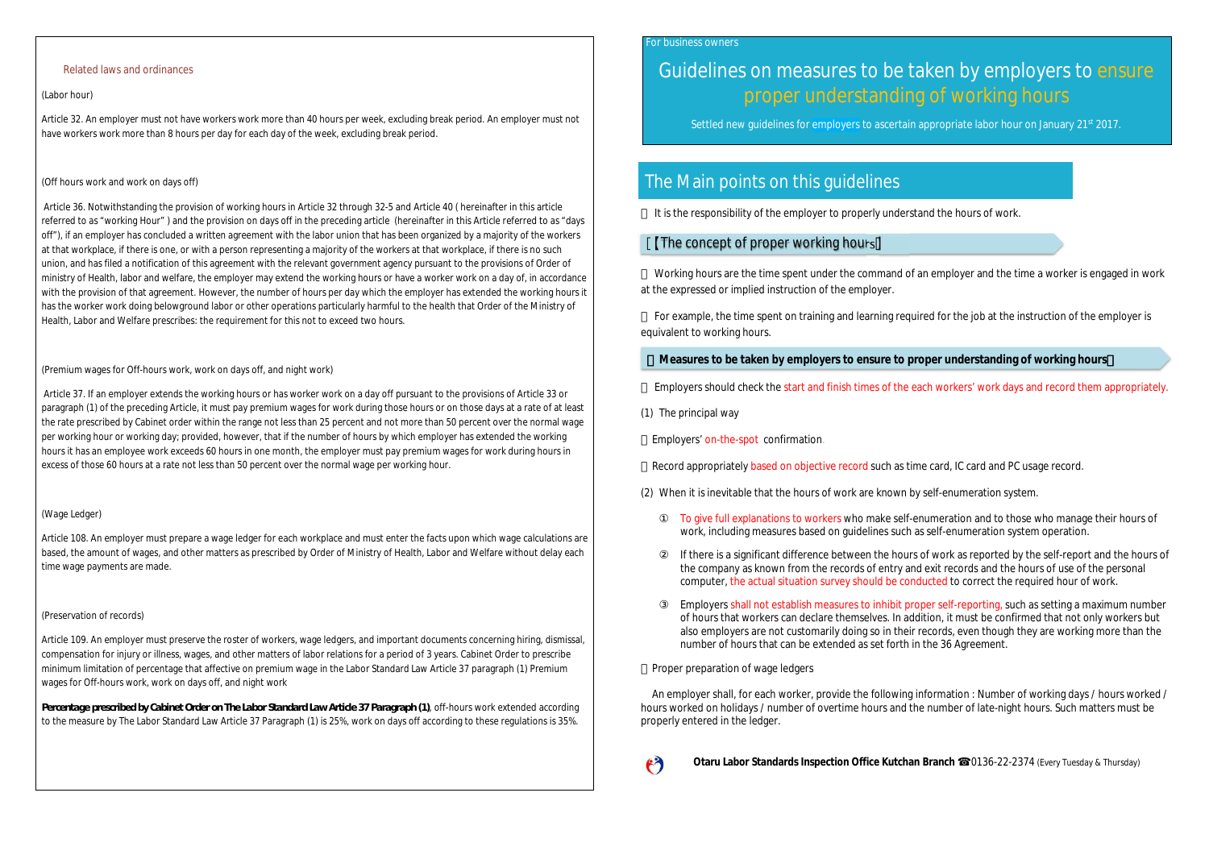## Related laws and ordinances

(Labor hour)

Article 32. An employer must not have workers work more than 40 hours per week, excluding break period. An employer must not have workers work more than 8 hours per day for each day of the week, excluding break period.

(Off hours work and work on days off)

Article 36. Notwithstanding the provision of working hours in Article 32 through 32-5 and Article 40 ( hereinafter in this article referred to as "working Hour" ) and the provision on days off in the preceding article (hereinafter in this Article referred to as "days off"), if an employer has concluded a written agreement with the labor union that has been organized by a majority of the workers at that workplace, if there is one, or with a person representing a majority of the workers at that workplace, if there is no such union, and has filed a notification of this agreement with the relevant government agency pursuant to the provisions of Order of ministry of Health, labor and welfare, the employer may extend the working hours or have a worker work on a day of, in accordance with the provision of that agreement. However, the number of hours per day which the employer has extended the working hours it has the worker work doing belowground labor or other operations particularly harmful to the health that Order of the Ministry of Health, Labor and Welfare prescribes: the requirement for this not to exceed two hours.

(Premium wages for Off-hours work, work on days off, and night work)

Article 37. If an employer extends the working hours or has worker work on a day off pursuant to the provisions of Article 33 or paragraph (1) of the preceding Article, it must pay premium wages for work during those hours or on those days at a rate of at least the rate prescribed by Cabinet order within the range not less than 25 percent and not more than 50 percent over the normal wage per working hour or working day; provided, however, that if the number of hours for which employer has extended the working hours it has an employee work exceeds 60 hours in one month, the employer must pay premium wages for work during hours in excess of those 60 hours at a rate not less than 50 percent over the normal wage per working hour.

(Wage Ledger)

Article 108. An employer must prepare a wage ledger for each workplace and must enter the facts upon which wage calculations are based, the amount of wages, and other matters as prescribed by Order of Ministry of Health, Labor and Welfare without delay each time wage payments are made.

(Preservation of records)

Article 109. An employer must preserve the roster of workers, wage ledgers, and important documents concerning hiring, dismissal, compensation for injury or illness, wages, and other matters of labor relations for a period of 3 years. Cabinet Order to prescribe minimum limitation of percentage that affective on premium wage in the Labor Standard Law Article 37 paragraph (1) Premium wages for Off-hours work, work on days off, and night work

**Percentage prescribed by Cabinet Order on The Labor Standard Law Article 37 Paragraph (1)**, off-hours work extended according to the measure by The Labor Standard Law Article 37 Paragraph (1) is 25%, work on days off according to these regulations is 35%.

For business owners

# Guidelines on measures to be taken by employers to ensure proper understanding of working hours

Settled new guidelines for employers to ascertain appropriate labor hour on January 21st 2017.

## The Main points on this guidelines

It is the responsibility of the employer to properly understand the hours of work.

### 【The concept of proper working hours】

Working hours are the time spent under the command of an employer and the time a worker is engaged in work at the expressed or implied instruction of the employer.

For example, the time spent on training and learning required for the job at the instruction of the employer is equivalent to working hours.

### 【Measures to be taken by employers to ensure to proper understanding of working hours】

Employers should check the start and finish times of the each workers' work days and record them appropriately.

(1) The principal way

- Employers' on-the-spot confirmation.
- Record appropriately based on objective record such as time card, IC card and PC usage record.

(2) When it is inevitable that the hours of work are known by self-enumeration system.

① To give full explanations to workers who make self-enumeration and to those who manage their hours of work, including measures based on guidelines such as self-enumeration system operation.

② If there is a significant difference between the hours of work as reported by the self-report and the hours of the company as known from the records of entry and exit records and the hours of use of the personal computer, the actual situation survey should be conducted to correct the required hour of work.

③ Employers shall not establish measures to inhibit proper self-reporting, such as setting a maximum number of hours that workers can declare themselves. In addition, it must be confirmed that not only workers but also employers are not customarily doing so in their records, even though they are working more than the number of hours that can be extended as set forth in the 36 Agreement.

Proper preparation of wage ledgers

An employer shall, for each worker, provide the following information : Number of working days / hours worked / hours worked on holidays / number of overtime hours and the number of late-night hours. Such matters must be properly entered in the ledger.

**Otaru Labor Standards Inspection Office Kutchan Branch** ☎0136-22-2374 (Every Tuesday & Thursday)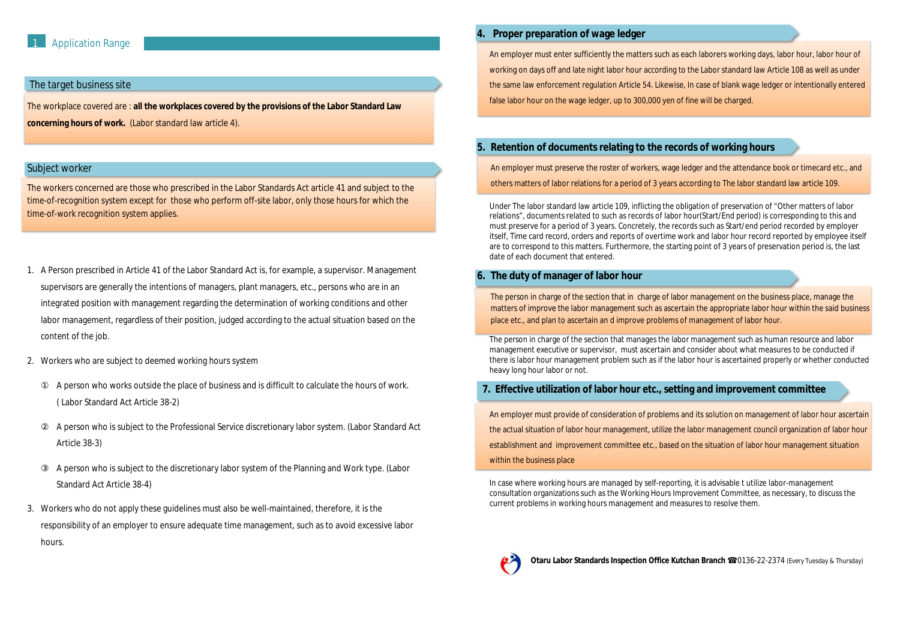## 1 Application Range

### The target business site

The workplace covered are : **all the workplaces covered by the provisions of the Labor Standard Law concerning hours of work.** (Labor standard law article 4).

### Subject worker

The workers concerned are those who prescribed in the Labor Standards Act article 41 and subject to the time-of-recognition system except for those who perform off-site labor, only those hours for which the time-of-work recognition system applies.

1. A Person prescribed in Article 41 of the Labor Standard Act is, for example, a supervisor. Management supervisors are generally the intentions of managers, plant managers, etc., persons who are in an integrated position with management regarding the determination of working conditions and other labor management, regardless of their position, judged according to the actual situation based on the content of the job.
2. Workers who are subject to deemed working hours system
   - ① A person who works outside the place of business and is difficult to calculate the hours of work. ( Labor Standard Act Article 38-2)
   - ② A person who is subject to the Professional Service discretionary labor system. (Labor Standard Act Article 38-3)
   - ③ A person who is subject to the discretionary labor system of the Planning and Work type. (Labor Standard Act Article 38-4)
3. Workers who do not apply these guidelines must also be well-maintained, therefore, it is the responsibility of an employer to ensure adequate time management, such as to avoid excessive labor hours.

### 4. Proper preparation of wage ledger

An employer must enter sufficiently the matters such as each laborers working days, labor hour, labor hour of working on days off and late night labor hour according to the Labor standard law Article 108 as well as under the same law enforcement regulation Article 54. Likewise, In case of blank wage ledger or intentionally entered false labor hour on the wage ledger, up to 300,000 yen of fine will be charged.

### 5. Retention of documents relating to the records of working hours

An employer must preserve the roster of workers, wage ledger and the attendance book or timecard etc., and others matters of labor relations for a period of 3 years according to The labor standard law article 109.

Under The labor standard law article 109, inflicting the obligation of preservation of "Other matters of labor relations", documents related to such as records of labor hour(Start/End period) is corresponding to this and must preserve for a period of 3 years. Concretely, the records such as Start/end period recorded by employer itself, Time card record, orders and reports of overtime work and labor hour record reported by employee itself are to correspond to this matters. Furthermore, the starting point of 3 years of preservation period is, the last date of each document that entered.

### 6. The duty of manager of labor hour

The person in charge of the section that in charge of labor management on the business place, manage the matters of improve the labor management such as ascertain the appropriate labor hour within the said business place etc., and plan to ascertain an d improve problems of management of labor hour.

The person in charge of the section that manages the labor management such as human resource and labor management executive or supervisor, must ascertain and consider about what measures to be conducted if there is labor hour management problem such as if the labor hour is ascertained properly or whether conducted heavy long hour labor or not.

### 7. Effective utilization of labor hour etc., setting and improvement committee

An employer must provide of consideration of problems and its solution on management of labor hour ascertain the actual situation of labor hour management, utilize the labor management council organization of labor hour establishment and improvement committee etc., based on the situation of labor hour management situation within the business place

In case where working hours are managed by self-reporting, it is advisable t utilize labor-management consultation organizations such as the Working Hours Improvement Committee, as necessary, to discuss the current problems in working hours management and measures to resolve them.

**Otaru Labor Standards Inspection Office Kutchan Branch** ☎0136-22-2374 (Every Tuesday & Thursday)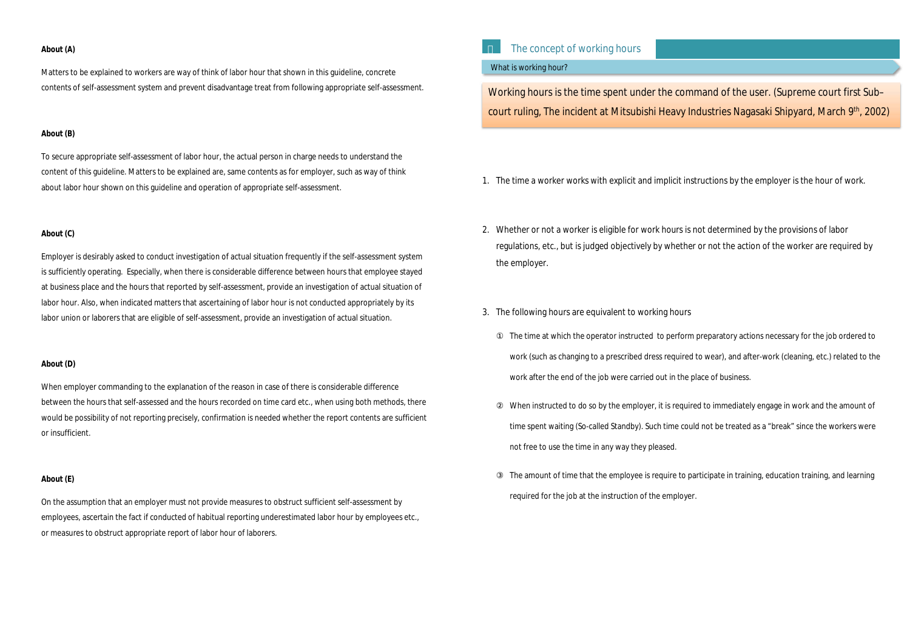**About (A)**

Matters to be explained to workers are way of think of labor hour that shown in this guideline, concrete contents of self-assessment system and prevent disadvantage treat from following appropriate self-assessment.

**About (B)**

To secure appropriate self-assessment of labor hour, the actual person in charge needs to understand the content of this guideline. Matters to be explained are, same contents as for employer, such as way of think about labor hour shown on this guideline and operation of appropriate self-assessment.

**About (C)**

Employer is desirably asked to conduct investigation of actual situation frequently if the self-assessment system is sufficiently operating. Especially, when there is considerable difference between hours that employee stayed at business place and the hours that reported by self-assessment, provide an investigation of actual situation of labor hour. Also, when indicated matters that ascertaining of labor hour is not conducted appropriately by its labor union or laborers that are eligible of self-assessment, provide an investigation of actual situation.

**About (D)**

When employer commanding to the explanation of the reason in case of there is considerable difference between the hours that self-assessed and the hours recorded on time card etc., when using both methods, there would be possibility of not reporting precisely, confirmation is needed whether the report contents are sufficient or insufficient.

**About (E)**

On the assumption that an employer must not provide measures to obstruct sufficient self-assessment by employees, ascertain the fact if conducted of habitual reporting underestimated labor hour by employees etc., or measures to obstruct appropriate report of labor hour of laborers.

## The concept of working hours

### What is working hour?

Working hours is the time spent under the command of the user. (Supreme court first Sub–court ruling, The incident at Mitsubishi Heavy Industries Nagasaki Shipyard, March 9th, 2002)

1. The time a worker works with explicit and implicit instructions by the employer is the hour of work.

2. Whether or not a worker is eligible for work hours is not determined by the provisions of labor regulations, etc., but is judged objectively by whether or not the action of the worker are required by the employer.

3. The following hours are equivalent to working hours

   ① The time at which the operator instructed to perform preparatory actions necessary for the job ordered to work (such as changing to a prescribed dress required to wear), and after-work (cleaning, etc.) related to the work after the end of the job were carried out in the place of business.

   ② When instructed to do so by the employer, it is required to immediately engage in work and the amount of time spent waiting (So-called Standby). Such time could not be treated as a "break" since the workers were not free to use the time in any way they pleased.

   ③ The amount of time that the employee is require to participate in training, education training, and learning required for the job at the instruction of the employer.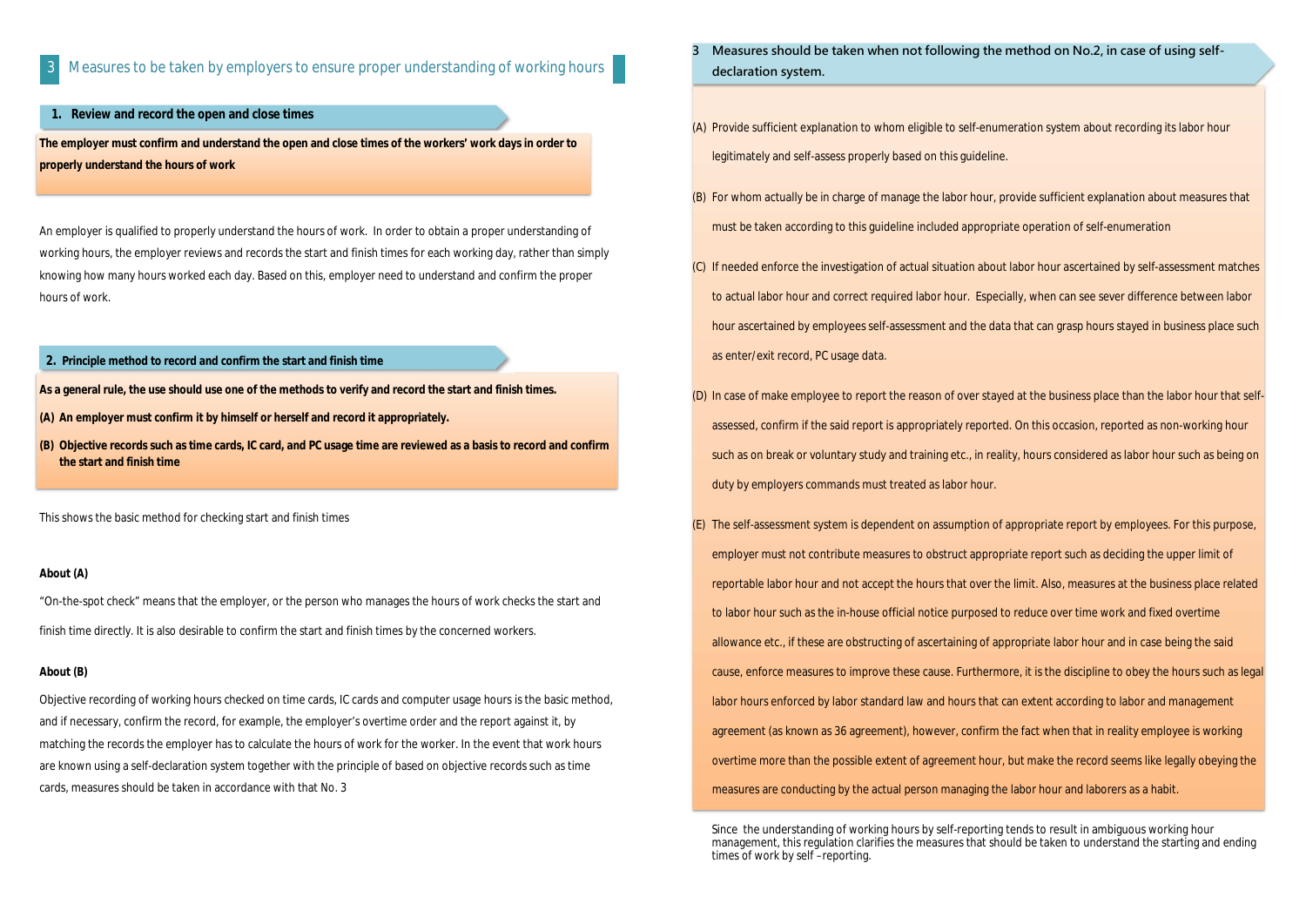## 3 Measures to be taken by employers to ensure proper understanding of working hours

### 1. Review and record the open and close times

**The employer must confirm and understand the open and close times of the workers' work days in order to properly understand the hours of work**

An employer is qualified to properly understand the hours of work. In order to obtain a proper understanding of working hours, the employer reviews and records the start and finish times for each working day, rather than simply knowing how many hours worked each day. Based on this, employer need to understand and confirm the proper hours of work.

### 2. Principle method to record and confirm the start and finish time

**As a general rule, the use should use one of the methods to verify and record the start and finish times.**

**(A) An employer must confirm it by himself or herself and record it appropriately.**

**(B) Objective records such as time cards, IC card, and PC usage time are reviewed as a basis to record and confirm the start and finish time**

This shows the basic method for checking start and finish times

**About (A)**

"On-the-spot check" means that the employer, or the person who manages the hours of work checks the start and finish time directly. It is also desirable to confirm the start and finish times by the concerned workers.

**About (B)**

Objective recording of working hours checked on time cards, IC cards and computer usage hours is the basic method, and if necessary, confirm the record, for example, the employer's overtime order and the report against it, by matching the records the employer has to calculate the hours of work for the worker. In the event that work hours are known using a self-declaration system together with the principle of based on objective records such as time cards, measures should be taken in accordance with that No. 3

### 3 Measures should be taken when not following the method on No.2, in case of using self-declaration system.

(A) Provide sufficient explanation to whom eligible to self-enumeration system about recording its labor hour legitimately and self-assess properly based on this guideline.

(B) For whom actually be in charge of manage the labor hour, provide sufficient explanation about measures that must be taken according to this guideline included appropriate operation of self-enumeration

(C) If needed enforce the investigation of actual situation about labor hour ascertained by self-assessment matches to actual labor hour and correct required labor hour. Especially, when can see sever difference between labor hour ascertained by employees self-assessment and the data that can grasp hours stayed in business place such as enter/exit record, PC usage data.

(D) In case of make employee to report the reason of over stayed at the business place than the labor hour that self-assessed, confirm if the said report is appropriately reported. On this occasion, reported as non-working hour such as on break or voluntary study and training etc., in reality, hours considered as labor hour such as being on duty by employers commands must treated as labor hour.

(E) The self-assessment system is dependent on assumption of appropriate report by employees. For this purpose, employer must not contribute measures to obstruct appropriate report such as deciding the upper limit of reportable labor hour and not accept the hours that over the limit. Also, measures at the business place related to labor hour such as the in-house official notice purposed to reduce over time work and fixed overtime allowance etc., if these are obstructing of ascertaining of appropriate labor hour and in case being the said cause, enforce measures to improve these cause. Furthermore, it is the discipline to obey the hours such as legal labor hours enforced by labor standard law and hours that can extent according to labor and management agreement (as known as 36 agreement), however, confirm the fact when that in reality employee is working overtime more than the possible extent of agreement hour, but make the record seems like legally obeying the measures are conducting by the actual person managing the labor hour and laborers as a habit.

Since the understanding of working hours by self-reporting tends to result in ambiguous working hour management, this regulation clarifies the measures that should be taken to understand the starting and ending times of work by self –reporting.